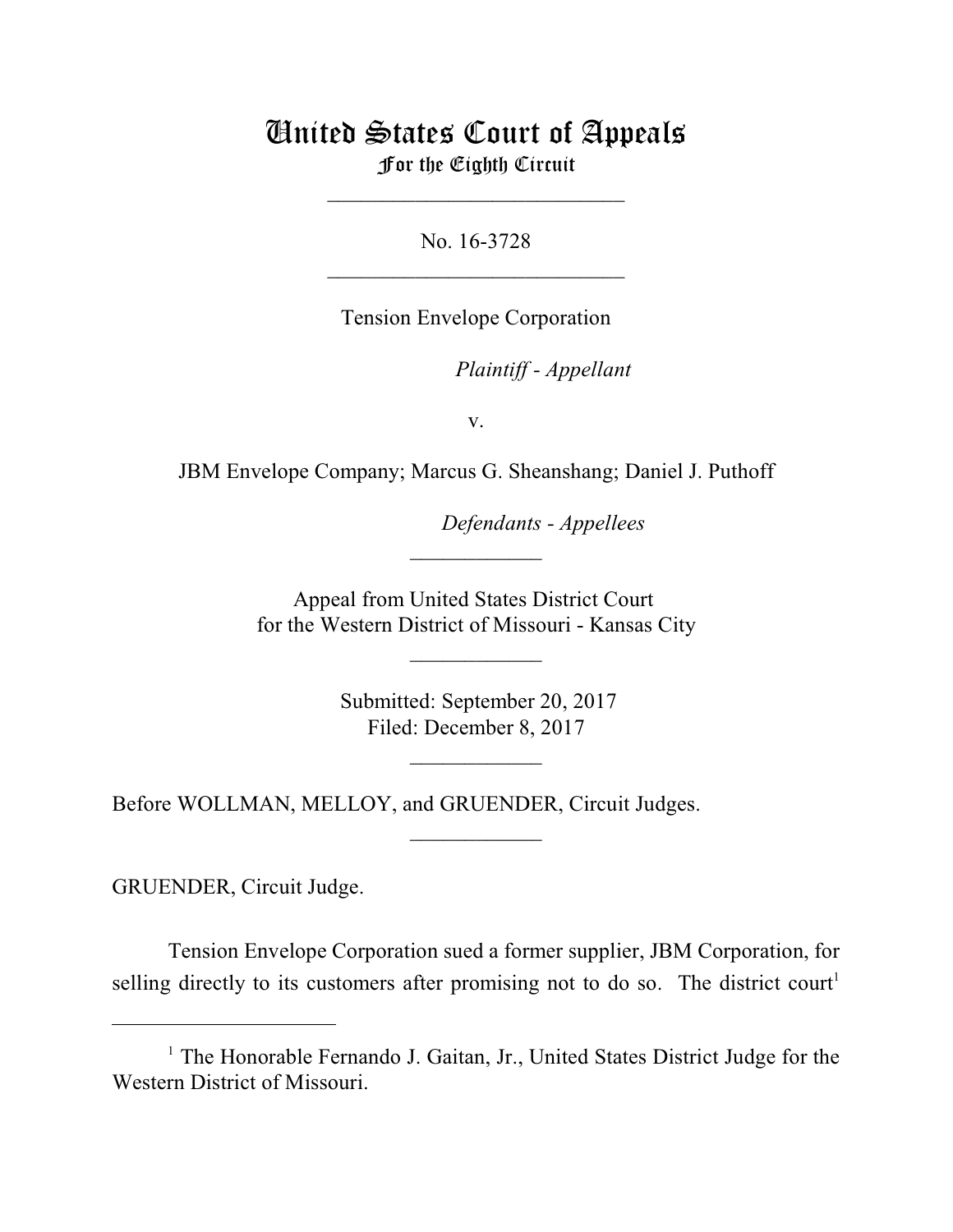# United States Court of Appeals
## For the Eighth Circuit

---

No. 16-3728

---

Tension Envelope Corporation

*Plaintiff - Appellant*

v.

JBM Envelope Company; Marcus G. Sheanshang; Daniel J. Puthoff

*Defendants - Appellees*

---

Appeal from United States District Court
for the Western District of Missouri - Kansas City

---

Submitted: September 20, 2017
Filed: December 8, 2017

---

Before WOLLMAN, MELLOY, and GRUENDER, Circuit Judges.

---

GRUENDER, Circuit Judge.

Tension Envelope Corporation sued a former supplier, JBM Corporation, for selling directly to its customers after promising not to do so. The district court[1]

---

[1] The Honorable Fernando J. Gaitan, Jr., United States District Judge for the Western District of Missouri.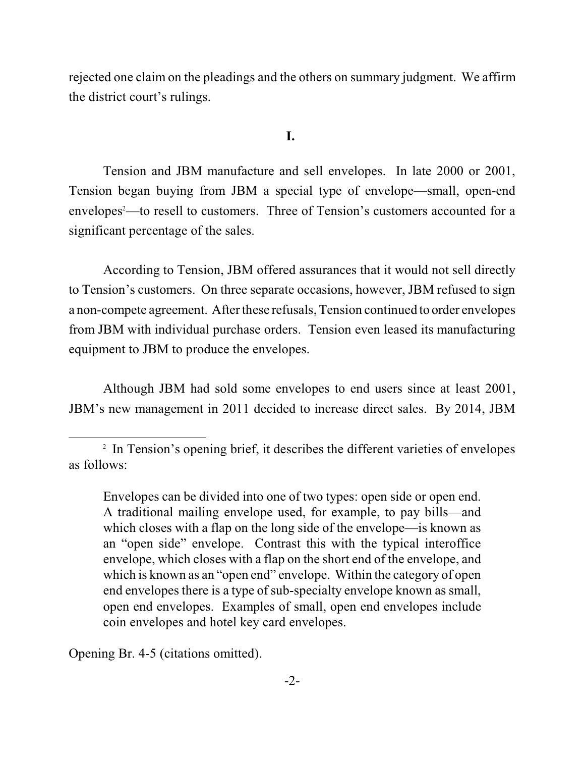rejected one claim on the pleadings and the others on summary judgment. We affirm the district court's rulings.

**I.**

Tension and JBM manufacture and sell envelopes. In late 2000 or 2001, Tension began buying from JBM a special type of envelope—small, open-end envelopes[2]—to resell to customers. Three of Tension's customers accounted for a significant percentage of the sales.

According to Tension, JBM offered assurances that it would not sell directly to Tension's customers. On three separate occasions, however, JBM refused to sign a non-compete agreement. After these refusals, Tension continued to order envelopes from JBM with individual purchase orders. Tension even leased its manufacturing equipment to JBM to produce the envelopes.

Although JBM had sold some envelopes to end users since at least 2001, JBM's new management in 2011 decided to increase direct sales. By 2014, JBM

---

[2] In Tension's opening brief, it describes the different varieties of envelopes as follows:

> Envelopes can be divided into one of two types: open side or open end. A traditional mailing envelope used, for example, to pay bills—and which closes with a flap on the long side of the envelope—is known as an "open side" envelope. Contrast this with the typical interoffice envelope, which closes with a flap on the short end of the envelope, and which is known as an "open end" envelope. Within the category of open end envelopes there is a type of sub-specialty envelope known as small, open end envelopes. Examples of small, open end envelopes include coin envelopes and hotel key card envelopes.

Opening Br. 4-5 (citations omitted).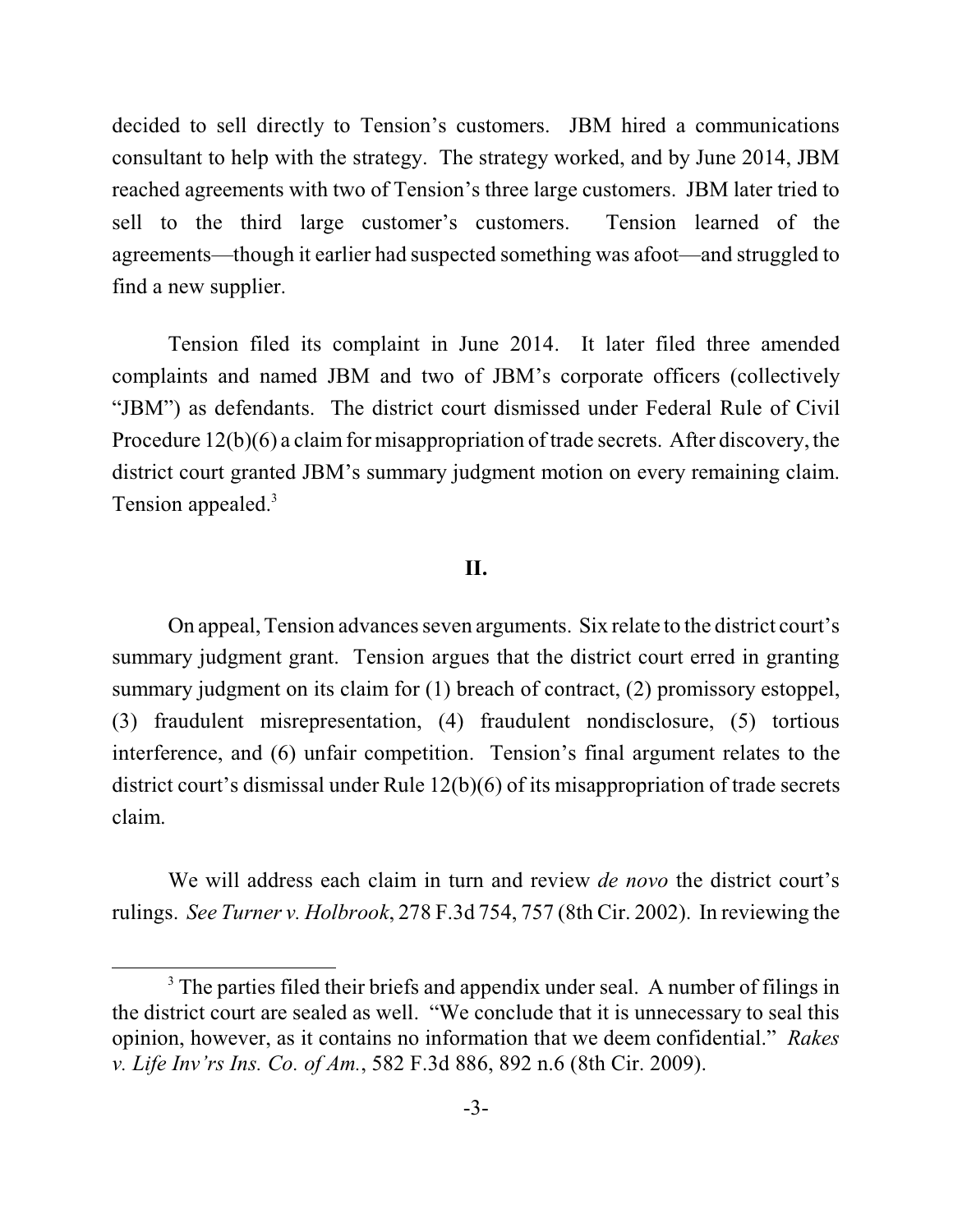decided to sell directly to Tension's customers. JBM hired a communications consultant to help with the strategy. The strategy worked, and by June 2014, JBM reached agreements with two of Tension's three large customers. JBM later tried to sell to the third large customer's customers. Tension learned of the agreements—though it earlier had suspected something was afoot—and struggled to find a new supplier.

Tension filed its complaint in June 2014. It later filed three amended complaints and named JBM and two of JBM's corporate officers (collectively "JBM") as defendants. The district court dismissed under Federal Rule of Civil Procedure 12(b)(6) a claim for misappropriation of trade secrets. After discovery, the district court granted JBM's summary judgment motion on every remaining claim. Tension appealed.[3]

## II.

On appeal, Tension advances seven arguments. Six relate to the district court's summary judgment grant. Tension argues that the district court erred in granting summary judgment on its claim for (1) breach of contract, (2) promissory estoppel, (3) fraudulent misrepresentation, (4) fraudulent nondisclosure, (5) tortious interference, and (6) unfair competition. Tension's final argument relates to the district court's dismissal under Rule 12(b)(6) of its misappropriation of trade secrets claim.

We will address each claim in turn and review *de novo* the district court's rulings. *See Turner v. Holbrook*, 278 F.3d 754, 757 (8th Cir. 2002). In reviewing the

---

[3] The parties filed their briefs and appendix under seal. A number of filings in the district court are sealed as well. "We conclude that it is unnecessary to seal this opinion, however, as it contains no information that we deem confidential." *Rakes v. Life Inv'rs Ins. Co. of Am.*, 582 F.3d 886, 892 n.6 (8th Cir. 2009).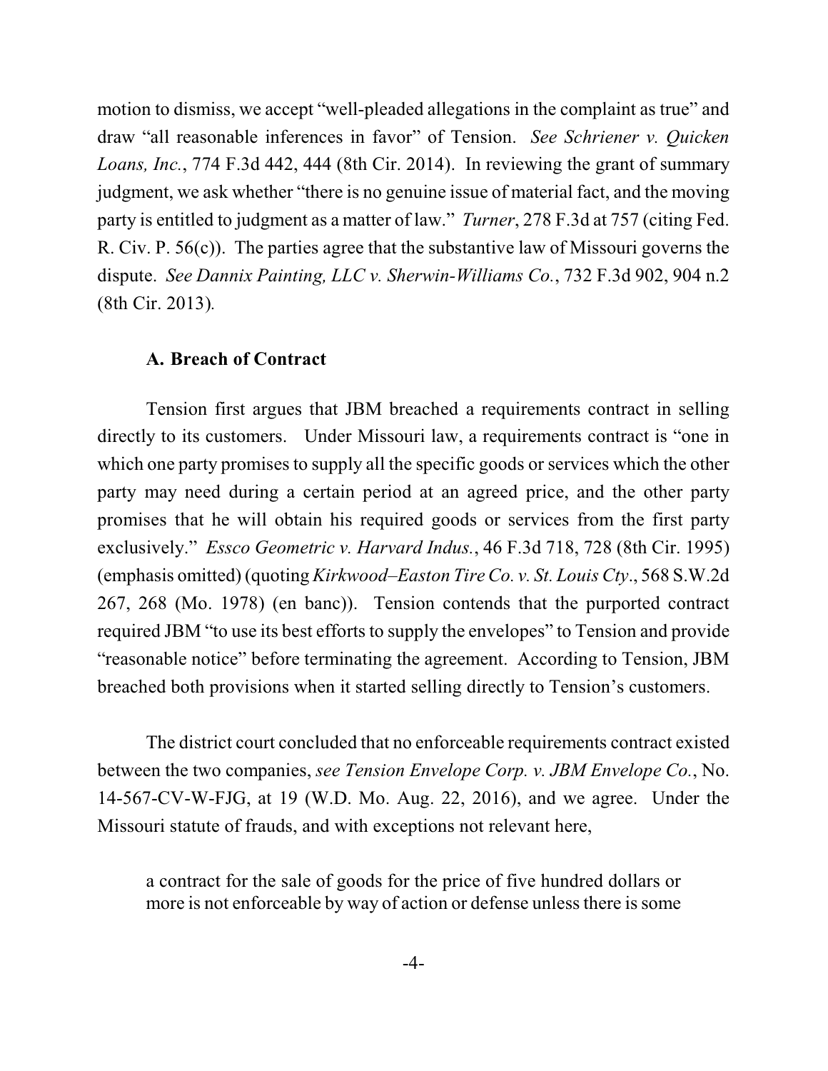motion to dismiss, we accept "well-pleaded allegations in the complaint as true" and draw "all reasonable inferences in favor" of Tension. *See Schriener v. Quicken Loans, Inc.*, 774 F.3d 442, 444 (8th Cir. 2014). In reviewing the grant of summary judgment, we ask whether "there is no genuine issue of material fact, and the moving party is entitled to judgment as a matter of law." *Turner*, 278 F.3d at 757 (citing Fed. R. Civ. P. 56(c)). The parties agree that the substantive law of Missouri governs the dispute. *See Dannix Painting, LLC v. Sherwin-Williams Co.*, 732 F.3d 902, 904 n.2 (8th Cir. 2013).

### A. Breach of Contract

Tension first argues that JBM breached a requirements contract in selling directly to its customers. Under Missouri law, a requirements contract is "one in which one party promises to supply all the specific goods or services which the other party may need during a certain period at an agreed price, and the other party promises that he will obtain his required goods or services from the first party exclusively." *Essco Geometric v. Harvard Indus.*, 46 F.3d 718, 728 (8th Cir. 1995) (emphasis omitted) (quoting *Kirkwood–Easton Tire Co. v. St. Louis Cty*., 568 S.W.2d 267, 268 (Mo. 1978) (en banc)). Tension contends that the purported contract required JBM "to use its best efforts to supply the envelopes" to Tension and provide "reasonable notice" before terminating the agreement. According to Tension, JBM breached both provisions when it started selling directly to Tension's customers.

The district court concluded that no enforceable requirements contract existed between the two companies, *see Tension Envelope Corp. v. JBM Envelope Co.*, No. 14-567-CV-W-FJG, at 19 (W.D. Mo. Aug. 22, 2016), and we agree. Under the Missouri statute of frauds, and with exceptions not relevant here,

> a contract for the sale of goods for the price of five hundred dollars or more is not enforceable by way of action or defense unless there is some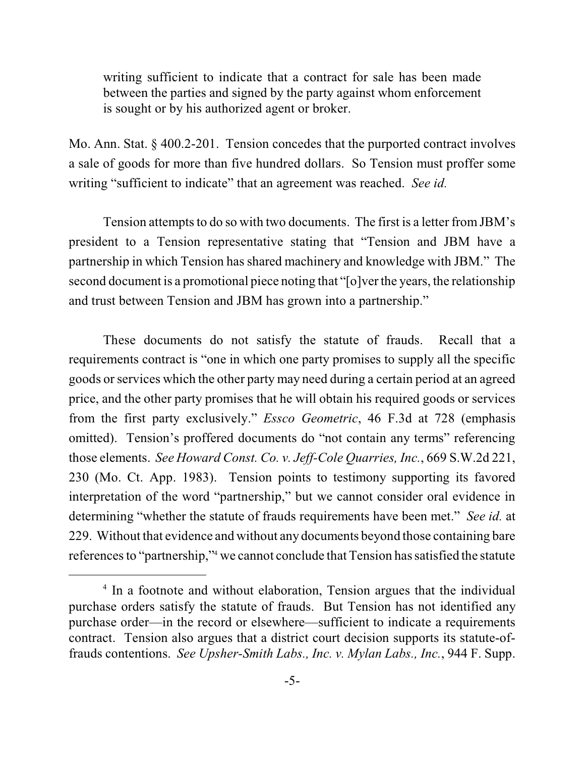> writing sufficient to indicate that a contract for sale has been made between the parties and signed by the party against whom enforcement is sought or by his authorized agent or broker.

Mo. Ann. Stat. § 400.2-201. Tension concedes that the purported contract involves a sale of goods for more than five hundred dollars. So Tension must proffer some writing "sufficient to indicate" that an agreement was reached. *See id.*

Tension attempts to do so with two documents. The first is a letter from JBM's president to a Tension representative stating that "Tension and JBM have a partnership in which Tension has shared machinery and knowledge with JBM." The second document is a promotional piece noting that "[o]ver the years, the relationship and trust between Tension and JBM has grown into a partnership."

These documents do not satisfy the statute of frauds. Recall that a requirements contract is "one in which one party promises to supply all the specific goods or services which the other party may need during a certain period at an agreed price, and the other party promises that he will obtain his required goods or services from the first party exclusively." *Essco Geometric*, 46 F.3d at 728 (emphasis omitted). Tension's proffered documents do "not contain any terms" referencing those elements. *See Howard Const. Co. v. Jeff-Cole Quarries, Inc.*, 669 S.W.2d 221, 230 (Mo. Ct. App. 1983). Tension points to testimony supporting its favored interpretation of the word "partnership," but we cannot consider oral evidence in determining "whether the statute of frauds requirements have been met." *See id.* at 229. Without that evidence and without any documents beyond those containing bare references to "partnership,"[4] we cannot conclude that Tension has satisfied the statute

[4] In a footnote and without elaboration, Tension argues that the individual purchase orders satisfy the statute of frauds. But Tension has not identified any purchase order—in the record or elsewhere—sufficient to indicate a requirements contract. Tension also argues that a district court decision supports its statute-of-frauds contentions. *See Upsher-Smith Labs., Inc. v. Mylan Labs., Inc.*, 944 F. Supp.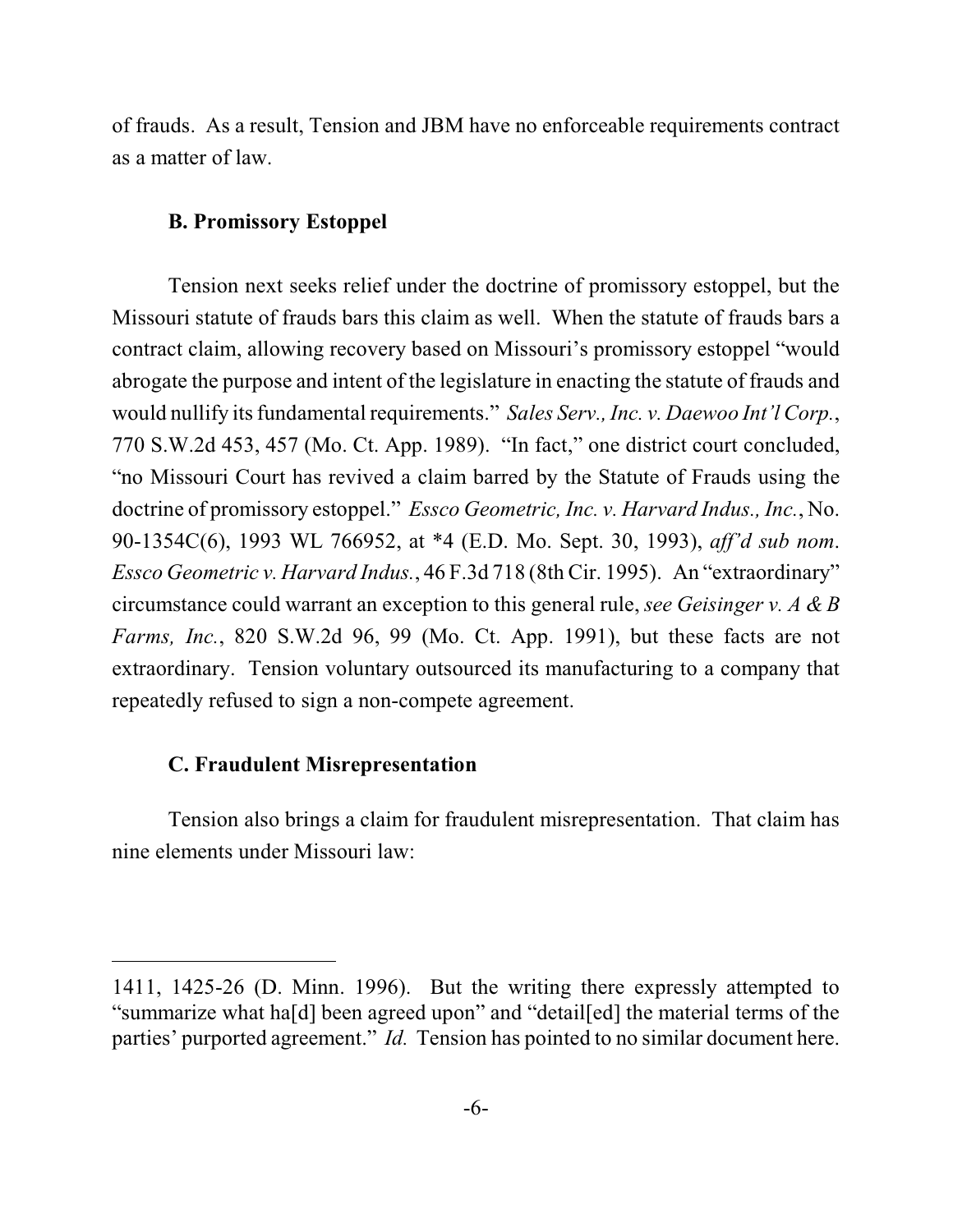of frauds. As a result, Tension and JBM have no enforceable requirements contract as a matter of law.

### B. Promissory Estoppel

Tension next seeks relief under the doctrine of promissory estoppel, but the Missouri statute of frauds bars this claim as well. When the statute of frauds bars a contract claim, allowing recovery based on Missouri's promissory estoppel "would abrogate the purpose and intent of the legislature in enacting the statute of frauds and would nullify its fundamental requirements." *Sales Serv., Inc. v. Daewoo Int'l Corp.*, 770 S.W.2d 453, 457 (Mo. Ct. App. 1989). "In fact," one district court concluded, "no Missouri Court has revived a claim barred by the Statute of Frauds using the doctrine of promissory estoppel." *Essco Geometric, Inc. v. Harvard Indus., Inc.*, No. 90-1354C(6), 1993 WL 766952, at *4 (E.D. Mo. Sept. 30, 1993), *aff'd sub nom. Essco Geometric v. Harvard Indus.*, 46 F.3d 718 (8th Cir. 1995). An "extraordinary" circumstance could warrant an exception to this general rule, *see Geisinger v. A & B Farms, Inc.*, 820 S.W.2d 96, 99 (Mo. Ct. App. 1991), but these facts are not extraordinary. Tension voluntary outsourced its manufacturing to a company that repeatedly refused to sign a non-compete agreement.

### C. Fraudulent Misrepresentation

Tension also brings a claim for fraudulent misrepresentation. That claim has nine elements under Missouri law:

---

1411, 1425-26 (D. Minn. 1996). But the writing there expressly attempted to "summarize what ha[d] been agreed upon" and "detail[ed] the material terms of the parties' purported agreement." *Id.* Tension has pointed to no similar document here.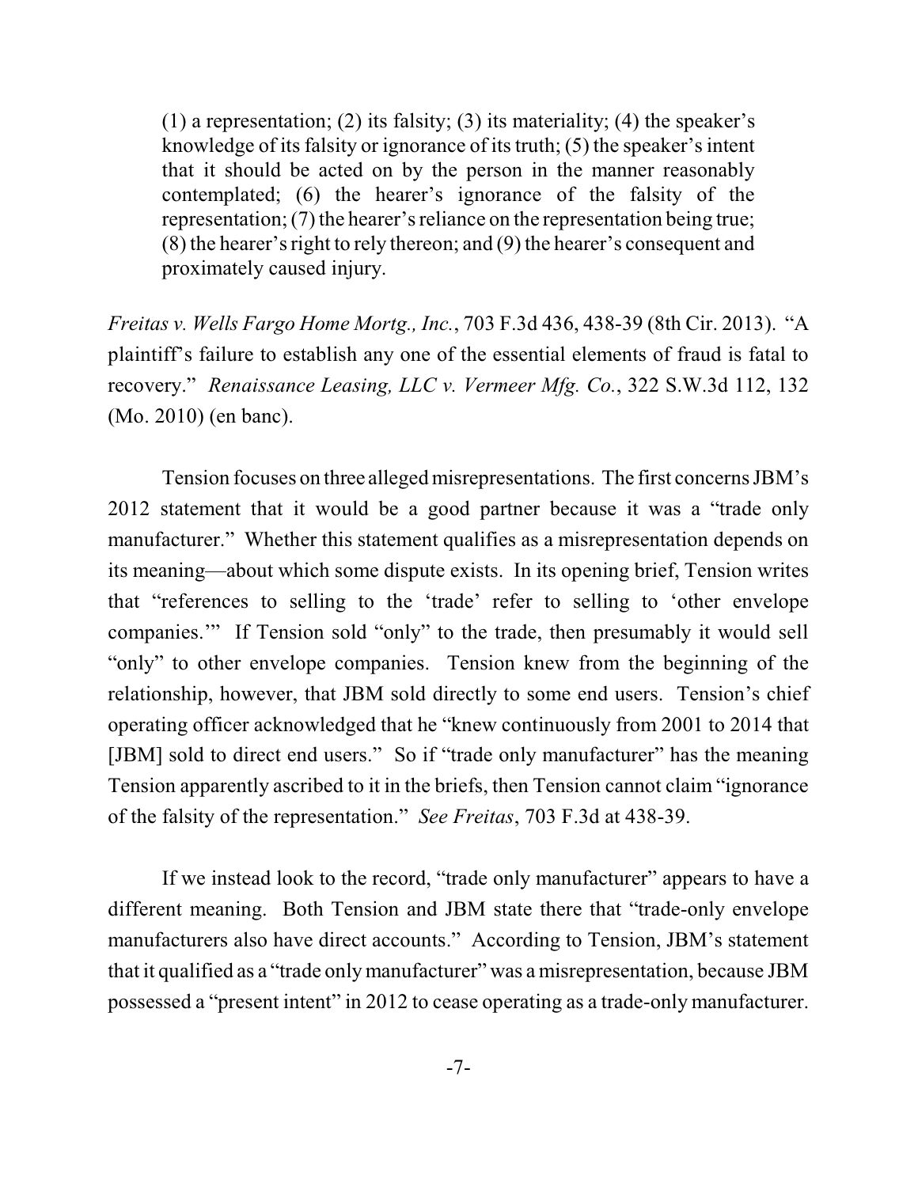> (1) a representation; (2) its falsity; (3) its materiality; (4) the speaker's knowledge of its falsity or ignorance of its truth; (5) the speaker's intent that it should be acted on by the person in the manner reasonably contemplated; (6) the hearer's ignorance of the falsity of the representation; (7) the hearer's reliance on the representation being true; (8) the hearer's right to rely thereon; and (9) the hearer's consequent and proximately caused injury.

*Freitas v. Wells Fargo Home Mortg., Inc.*, 703 F.3d 436, 438-39 (8th Cir. 2013). "A plaintiff's failure to establish any one of the essential elements of fraud is fatal to recovery." *Renaissance Leasing, LLC v. Vermeer Mfg. Co.*, 322 S.W.3d 112, 132 (Mo. 2010) (en banc).

Tension focuses on three alleged misrepresentations. The first concerns JBM's 2012 statement that it would be a good partner because it was a "trade only manufacturer." Whether this statement qualifies as a misrepresentation depends on its meaning—about which some dispute exists. In its opening brief, Tension writes that "references to selling to the 'trade' refer to selling to 'other envelope companies.'" If Tension sold "only" to the trade, then presumably it would sell "only" to other envelope companies. Tension knew from the beginning of the relationship, however, that JBM sold directly to some end users. Tension's chief operating officer acknowledged that he "knew continuously from 2001 to 2014 that [JBM] sold to direct end users." So if "trade only manufacturer" has the meaning Tension apparently ascribed to it in the briefs, then Tension cannot claim "ignorance of the falsity of the representation." *See Freitas*, 703 F.3d at 438-39.

If we instead look to the record, "trade only manufacturer" appears to have a different meaning. Both Tension and JBM state there that "trade-only envelope manufacturers also have direct accounts." According to Tension, JBM's statement that it qualified as a "trade only manufacturer" was a misrepresentation, because JBM possessed a "present intent" in 2012 to cease operating as a trade-only manufacturer.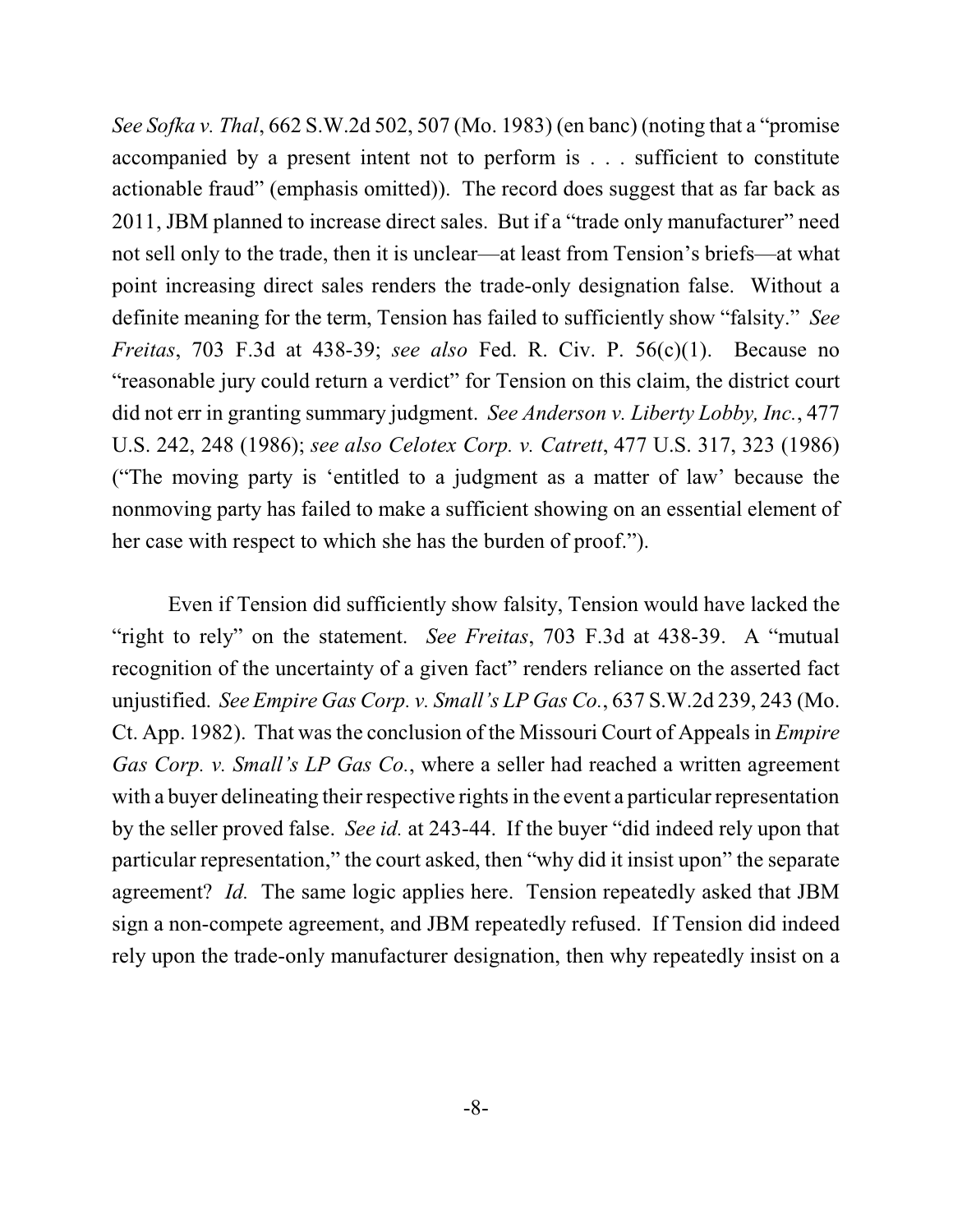*See Sofka v. Thal*, 662 S.W.2d 502, 507 (Mo. 1983) (en banc) (noting that a "promise accompanied by a present intent not to perform is . . . sufficient to constitute actionable fraud" (emphasis omitted)). The record does suggest that as far back as 2011, JBM planned to increase direct sales. But if a "trade only manufacturer" need not sell only to the trade, then it is unclear—at least from Tension's briefs—at what point increasing direct sales renders the trade-only designation false. Without a definite meaning for the term, Tension has failed to sufficiently show "falsity." *See Freitas*, 703 F.3d at 438-39; *see also* Fed. R. Civ. P. 56(c)(1). Because no "reasonable jury could return a verdict" for Tension on this claim, the district court did not err in granting summary judgment. *See Anderson v. Liberty Lobby, Inc.*, 477 U.S. 242, 248 (1986); *see also Celotex Corp. v. Catrett*, 477 U.S. 317, 323 (1986) ("The moving party is 'entitled to a judgment as a matter of law' because the nonmoving party has failed to make a sufficient showing on an essential element of her case with respect to which she has the burden of proof.").

Even if Tension did sufficiently show falsity, Tension would have lacked the "right to rely" on the statement. *See Freitas*, 703 F.3d at 438-39. A "mutual recognition of the uncertainty of a given fact" renders reliance on the asserted fact unjustified. *See Empire Gas Corp. v. Small's LP Gas Co.*, 637 S.W.2d 239, 243 (Mo. Ct. App. 1982). That was the conclusion of the Missouri Court of Appeals in *Empire Gas Corp. v. Small's LP Gas Co.*, where a seller had reached a written agreement with a buyer delineating their respective rights in the event a particular representation by the seller proved false. *See id.* at 243-44. If the buyer "did indeed rely upon that particular representation," the court asked, then "why did it insist upon" the separate agreement? *Id.* The same logic applies here. Tension repeatedly asked that JBM sign a non-compete agreement, and JBM repeatedly refused. If Tension did indeed rely upon the trade-only manufacturer designation, then why repeatedly insist on a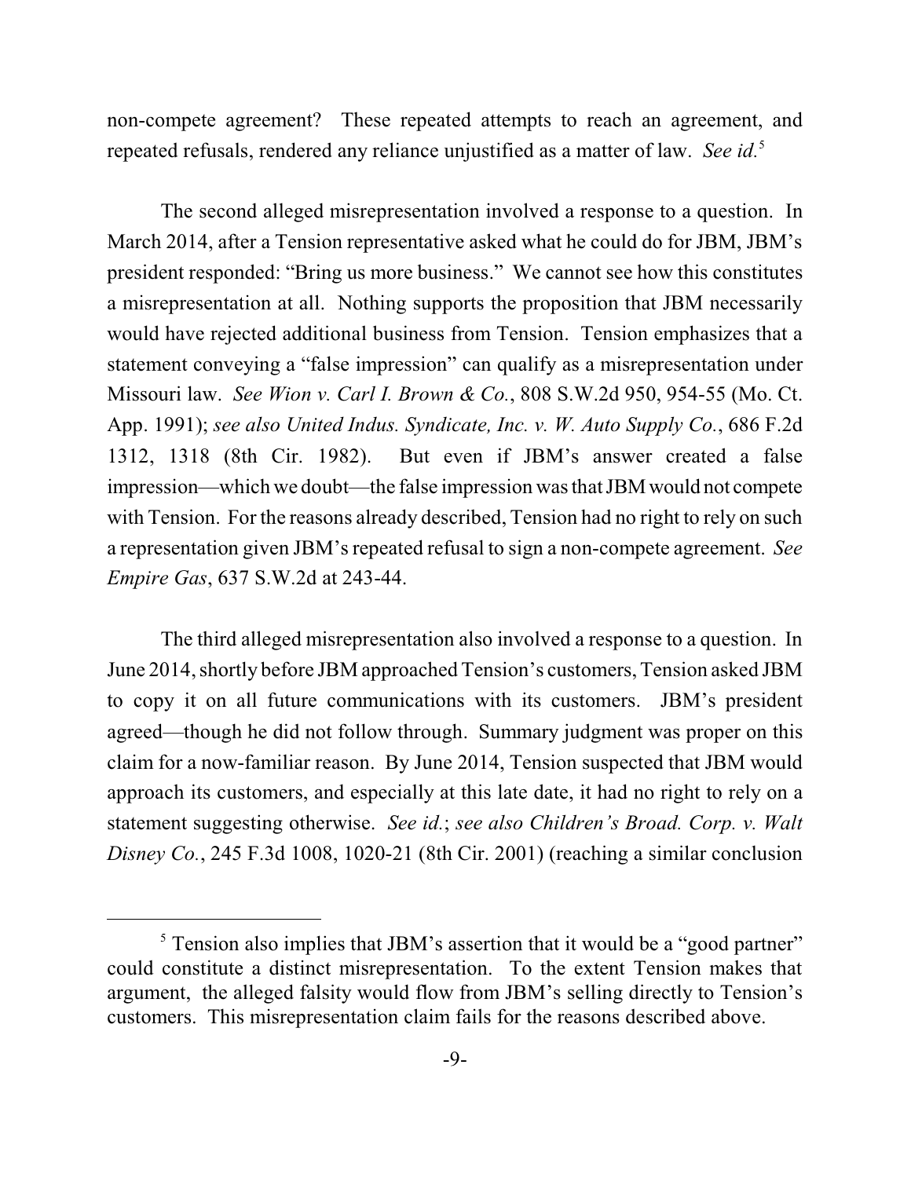non-compete agreement? These repeated attempts to reach an agreement, and repeated refusals, rendered any reliance unjustified as a matter of law. *See id.*[5]

The second alleged misrepresentation involved a response to a question. In March 2014, after a Tension representative asked what he could do for JBM, JBM's president responded: "Bring us more business." We cannot see how this constitutes a misrepresentation at all. Nothing supports the proposition that JBM necessarily would have rejected additional business from Tension. Tension emphasizes that a statement conveying a "false impression" can qualify as a misrepresentation under Missouri law. *See Wion v. Carl I. Brown & Co.*, 808 S.W.2d 950, 954-55 (Mo. Ct. App. 1991); *see also United Indus. Syndicate, Inc. v. W. Auto Supply Co.*, 686 F.2d 1312, 1318 (8th Cir. 1982). But even if JBM's answer created a false impression—which we doubt—the false impression was that JBM would not compete with Tension. For the reasons already described, Tension had no right to rely on such a representation given JBM's repeated refusal to sign a non-compete agreement. *See Empire Gas*, 637 S.W.2d at 243-44.

The third alleged misrepresentation also involved a response to a question. In June 2014, shortly before JBM approached Tension's customers, Tension asked JBM to copy it on all future communications with its customers. JBM's president agreed—though he did not follow through. Summary judgment was proper on this claim for a now-familiar reason. By June 2014, Tension suspected that JBM would approach its customers, and especially at this late date, it had no right to rely on a statement suggesting otherwise. *See id.*; *see also Children's Broad. Corp. v. Walt Disney Co.*, 245 F.3d 1008, 1020-21 (8th Cir. 2001) (reaching a similar conclusion

---

[5] Tension also implies that JBM's assertion that it would be a "good partner" could constitute a distinct misrepresentation. To the extent Tension makes that argument, the alleged falsity would flow from JBM's selling directly to Tension's customers. This misrepresentation claim fails for the reasons described above.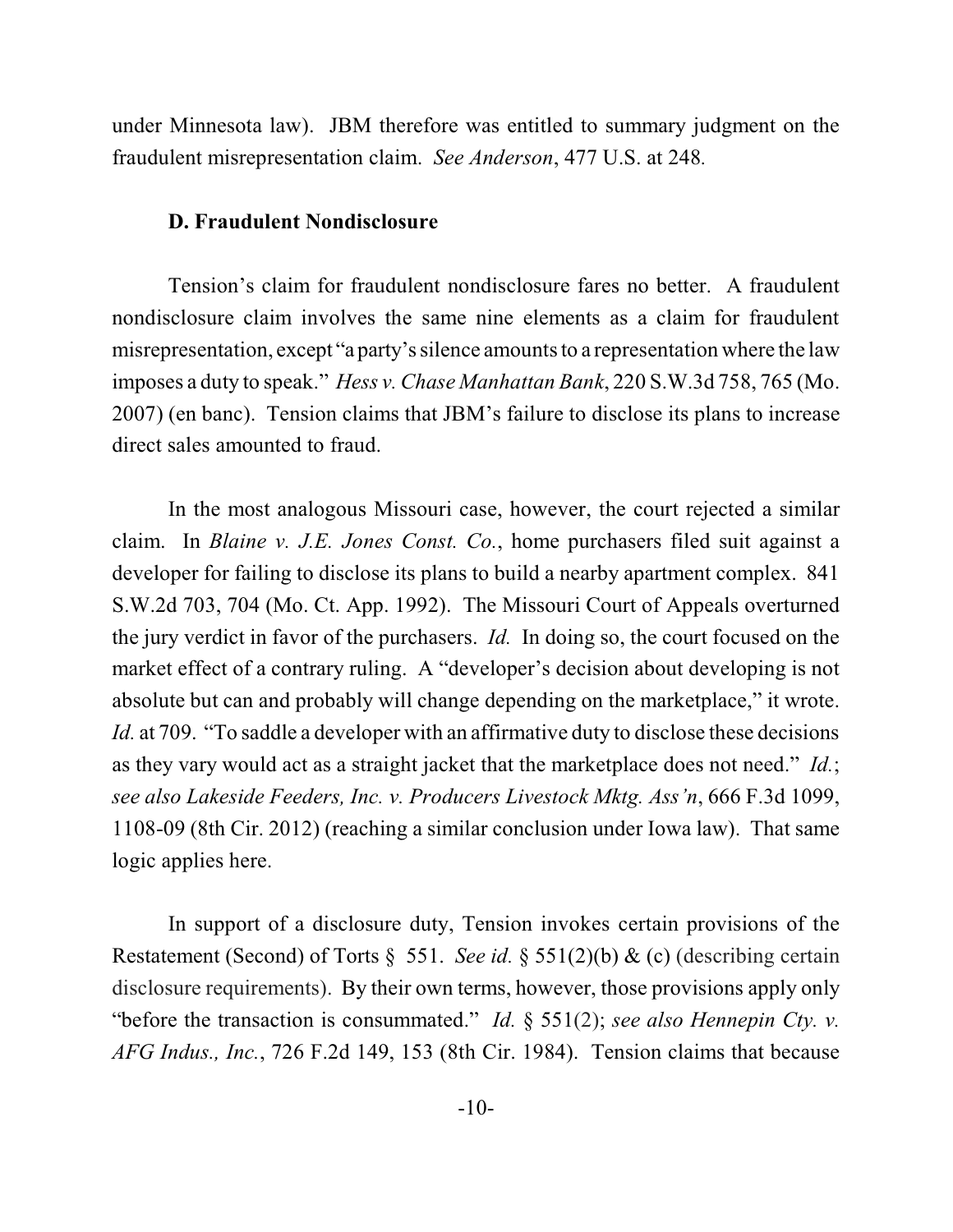under Minnesota law). JBM therefore was entitled to summary judgment on the fraudulent misrepresentation claim. *See Anderson*, 477 U.S. at 248.

### D. Fraudulent Nondisclosure

Tension's claim for fraudulent nondisclosure fares no better. A fraudulent nondisclosure claim involves the same nine elements as a claim for fraudulent misrepresentation, except "a party's silence amounts to a representation where the law imposes a duty to speak." *Hess v. Chase Manhattan Bank*, 220 S.W.3d 758, 765 (Mo. 2007) (en banc). Tension claims that JBM's failure to disclose its plans to increase direct sales amounted to fraud.

In the most analogous Missouri case, however, the court rejected a similar claim. In *Blaine v. J.E. Jones Const. Co.*, home purchasers filed suit against a developer for failing to disclose its plans to build a nearby apartment complex. 841 S.W.2d 703, 704 (Mo. Ct. App. 1992). The Missouri Court of Appeals overturned the jury verdict in favor of the purchasers. *Id.* In doing so, the court focused on the market effect of a contrary ruling. A "developer's decision about developing is not absolute but can and probably will change depending on the marketplace," it wrote. *Id.* at 709. "To saddle a developer with an affirmative duty to disclose these decisions as they vary would act as a straight jacket that the marketplace does not need." *Id.*; *see also Lakeside Feeders, Inc. v. Producers Livestock Mktg. Ass'n*, 666 F.3d 1099, 1108-09 (8th Cir. 2012) (reaching a similar conclusion under Iowa law). That same logic applies here.

In support of a disclosure duty, Tension invokes certain provisions of the Restatement (Second) of Torts § 551. *See id.* § 551(2)(b) & (c) (describing certain disclosure requirements). By their own terms, however, those provisions apply only "before the transaction is consummated." *Id.* § 551(2); *see also Hennepin Cty. v. AFG Indus., Inc.*, 726 F.2d 149, 153 (8th Cir. 1984). Tension claims that because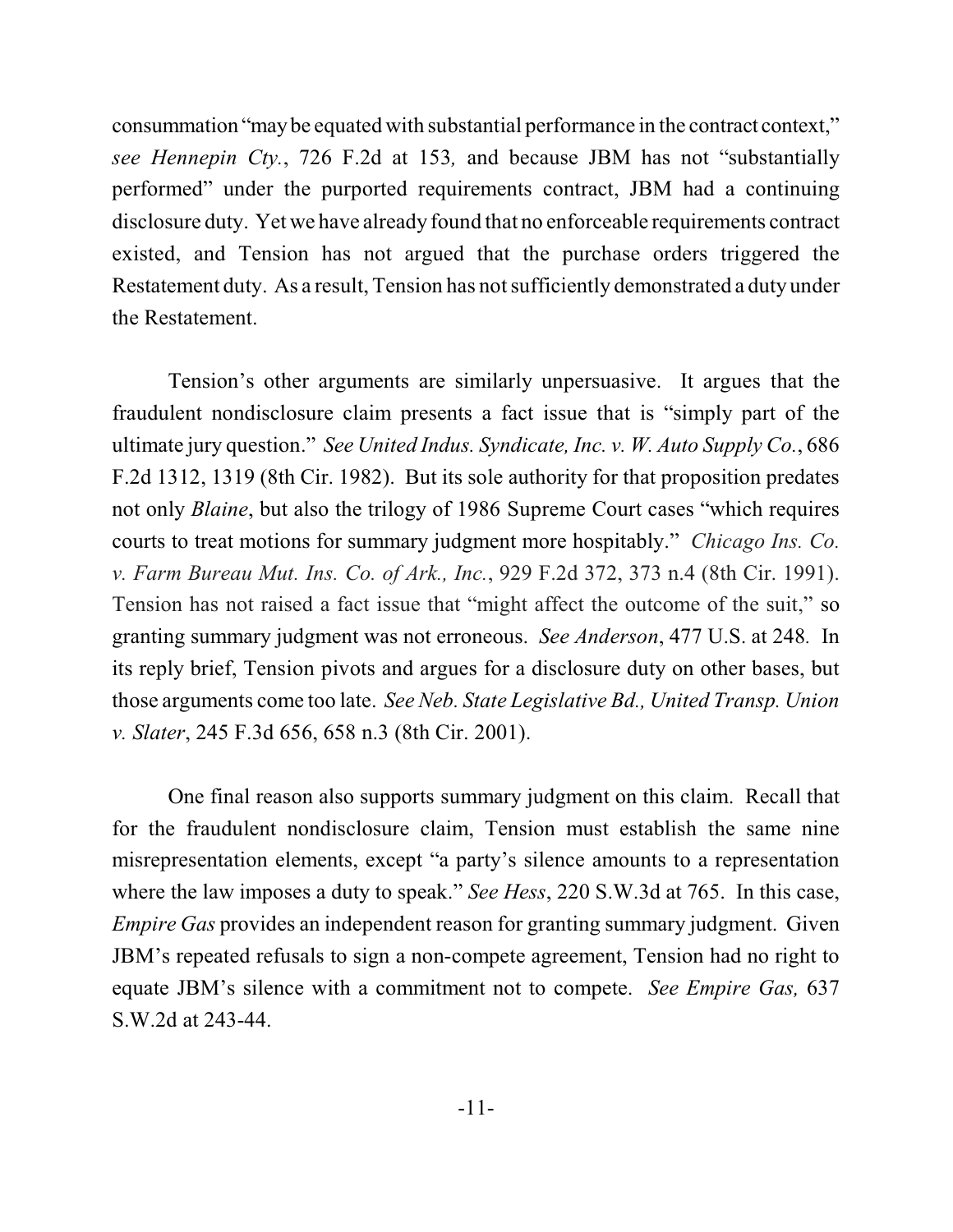consummation "may be equated with substantial performance in the contract context," *see Hennepin Cty.*, 726 F.2d at 153*,* and because JBM has not "substantially performed" under the purported requirements contract, JBM had a continuing disclosure duty. Yet we have already found that no enforceable requirements contract existed, and Tension has not argued that the purchase orders triggered the Restatement duty. As a result, Tension has not sufficiently demonstrated a duty under the Restatement.

Tension's other arguments are similarly unpersuasive. It argues that the fraudulent nondisclosure claim presents a fact issue that is "simply part of the ultimate jury question." *See United Indus. Syndicate, Inc. v. W. Auto Supply Co.*, 686 F.2d 1312, 1319 (8th Cir. 1982). But its sole authority for that proposition predates not only *Blaine*, but also the trilogy of 1986 Supreme Court cases "which requires courts to treat motions for summary judgment more hospitably." *Chicago Ins. Co. v. Farm Bureau Mut. Ins. Co. of Ark., Inc.*, 929 F.2d 372, 373 n.4 (8th Cir. 1991). Tension has not raised a fact issue that "might affect the outcome of the suit," so granting summary judgment was not erroneous. *See Anderson*, 477 U.S. at 248. In its reply brief, Tension pivots and argues for a disclosure duty on other bases, but those arguments come too late. *See Neb. State Legislative Bd., United Transp. Union v. Slater*, 245 F.3d 656, 658 n.3 (8th Cir. 2001).

One final reason also supports summary judgment on this claim. Recall that for the fraudulent nondisclosure claim, Tension must establish the same nine misrepresentation elements, except "a party's silence amounts to a representation where the law imposes a duty to speak." *See Hess*, 220 S.W.3d at 765. In this case, *Empire Gas* provides an independent reason for granting summary judgment. Given JBM's repeated refusals to sign a non-compete agreement, Tension had no right to equate JBM's silence with a commitment not to compete. *See Empire Gas,* 637 S.W.2d at 243-44.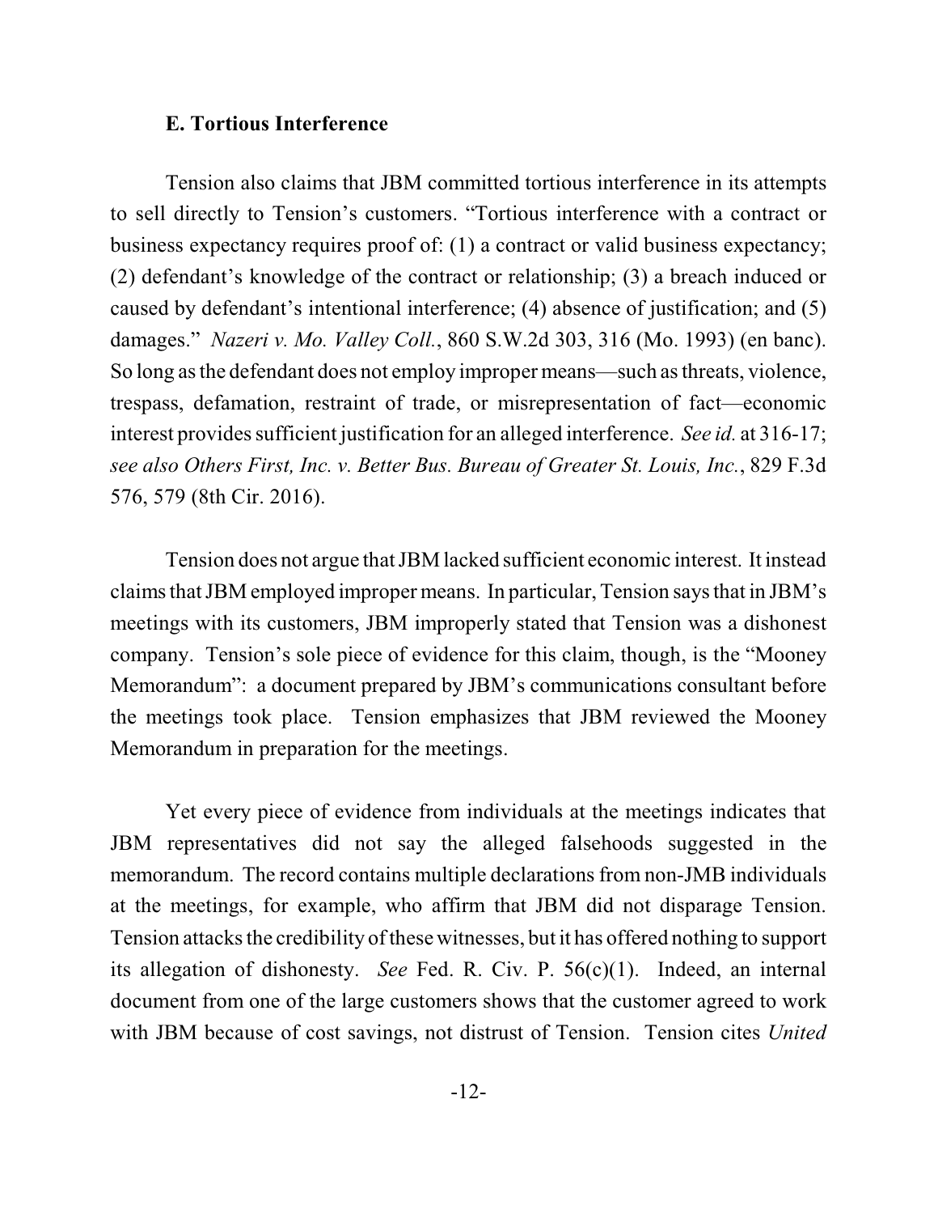### E. Tortious Interference

Tension also claims that JBM committed tortious interference in its attempts to sell directly to Tension's customers. "Tortious interference with a contract or business expectancy requires proof of: (1) a contract or valid business expectancy; (2) defendant's knowledge of the contract or relationship; (3) a breach induced or caused by defendant's intentional interference; (4) absence of justification; and (5) damages." *Nazeri v. Mo. Valley Coll.*, 860 S.W.2d 303, 316 (Mo. 1993) (en banc). So long as the defendant does not employ improper means—such as threats, violence, trespass, defamation, restraint of trade, or misrepresentation of fact—economic interest provides sufficient justification for an alleged interference. *See id.* at 316-17; *see also Others First, Inc. v. Better Bus. Bureau of Greater St. Louis, Inc.*, 829 F.3d 576, 579 (8th Cir. 2016).

Tension does not argue that JBM lacked sufficient economic interest. It instead claims that JBM employed improper means. In particular, Tension says that in JBM's meetings with its customers, JBM improperly stated that Tension was a dishonest company. Tension's sole piece of evidence for this claim, though, is the "Mooney Memorandum": a document prepared by JBM's communications consultant before the meetings took place. Tension emphasizes that JBM reviewed the Mooney Memorandum in preparation for the meetings.

Yet every piece of evidence from individuals at the meetings indicates that JBM representatives did not say the alleged falsehoods suggested in the memorandum. The record contains multiple declarations from non-JMB individuals at the meetings, for example, who affirm that JBM did not disparage Tension. Tension attacks the credibility of these witnesses, but it has offered nothing to support its allegation of dishonesty. *See* Fed. R. Civ. P. 56(c)(1). Indeed, an internal document from one of the large customers shows that the customer agreed to work with JBM because of cost savings, not distrust of Tension. Tension cites *United*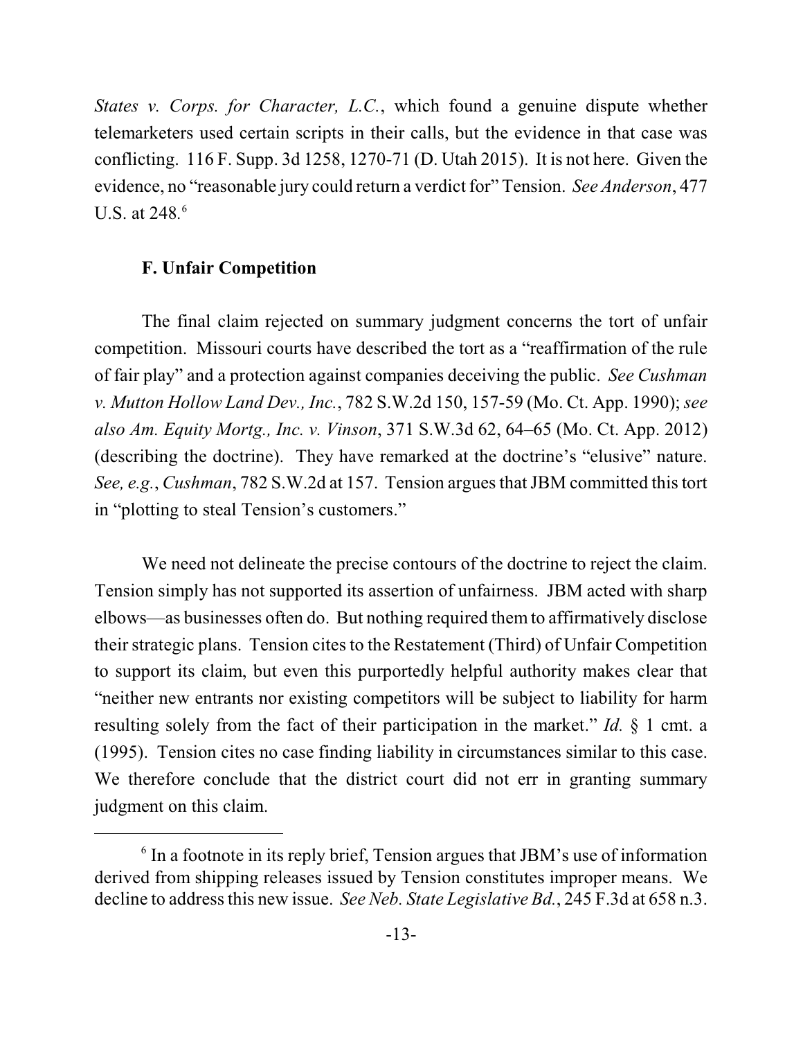*States v. Corps. for Character, L.C.*, which found a genuine dispute whether telemarketers used certain scripts in their calls, but the evidence in that case was conflicting. 116 F. Supp. 3d 1258, 1270-71 (D. Utah 2015). It is not here. Given the evidence, no "reasonable jury could return a verdict for" Tension. *See Anderson*, 477 U.S. at 248.[6]

### F. Unfair Competition

The final claim rejected on summary judgment concerns the tort of unfair competition. Missouri courts have described the tort as a "reaffirmation of the rule of fair play" and a protection against companies deceiving the public. *See Cushman v. Mutton Hollow Land Dev., Inc.*, 782 S.W.2d 150, 157-59 (Mo. Ct. App. 1990); *see also Am. Equity Mortg., Inc. v. Vinson*, 371 S.W.3d 62, 64–65 (Mo. Ct. App. 2012) (describing the doctrine). They have remarked at the doctrine's "elusive" nature. *See, e.g.*, *Cushman*, 782 S.W.2d at 157. Tension argues that JBM committed this tort in "plotting to steal Tension's customers."

We need not delineate the precise contours of the doctrine to reject the claim. Tension simply has not supported its assertion of unfairness. JBM acted with sharp elbows—as businesses often do. But nothing required them to affirmatively disclose their strategic plans. Tension cites to the Restatement (Third) of Unfair Competition to support its claim, but even this purportedly helpful authority makes clear that "neither new entrants nor existing competitors will be subject to liability for harm resulting solely from the fact of their participation in the market." *Id.* § 1 cmt. a (1995). Tension cites no case finding liability in circumstances similar to this case. We therefore conclude that the district court did not err in granting summary judgment on this claim.

---

[6] In a footnote in its reply brief, Tension argues that JBM's use of information derived from shipping releases issued by Tension constitutes improper means. We decline to address this new issue. *See Neb. State Legislative Bd.*, 245 F.3d at 658 n.3.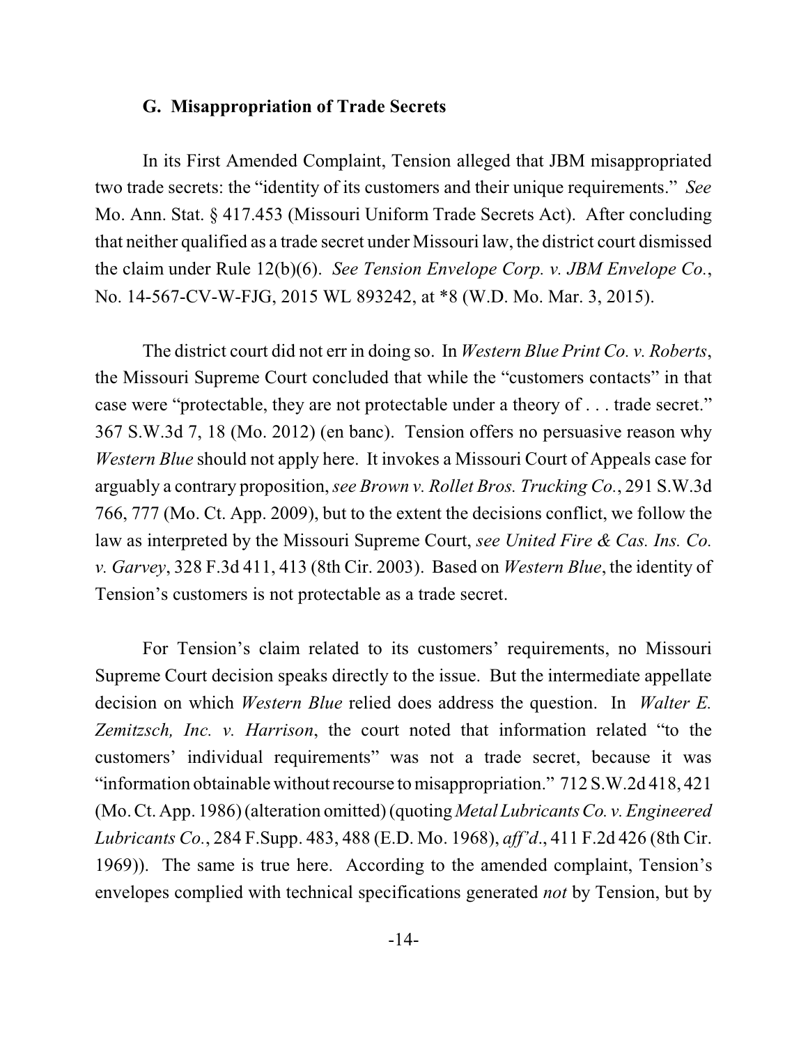### G. Misappropriation of Trade Secrets

In its First Amended Complaint, Tension alleged that JBM misappropriated two trade secrets: the "identity of its customers and their unique requirements." *See* Mo. Ann. Stat. § 417.453 (Missouri Uniform Trade Secrets Act). After concluding that neither qualified as a trade secret under Missouri law, the district court dismissed the claim under Rule 12(b)(6). *See Tension Envelope Corp. v. JBM Envelope Co.*, No. 14-567-CV-W-FJG, 2015 WL 893242, at *8 (W.D. Mo. Mar. 3, 2015).

The district court did not err in doing so. In *Western Blue Print Co. v. Roberts*, the Missouri Supreme Court concluded that while the "customers contacts" in that case were "protectable, they are not protectable under a theory of . . . trade secret." 367 S.W.3d 7, 18 (Mo. 2012) (en banc). Tension offers no persuasive reason why *Western Blue* should not apply here. It invokes a Missouri Court of Appeals case for arguably a contrary proposition, *see Brown v. Rollet Bros. Trucking Co.*, 291 S.W.3d 766, 777 (Mo. Ct. App. 2009), but to the extent the decisions conflict, we follow the law as interpreted by the Missouri Supreme Court, *see United Fire & Cas. Ins. Co. v. Garvey*, 328 F.3d 411, 413 (8th Cir. 2003). Based on *Western Blue*, the identity of Tension's customers is not protectable as a trade secret.

For Tension's claim related to its customers' requirements, no Missouri Supreme Court decision speaks directly to the issue. But the intermediate appellate decision on which *Western Blue* relied does address the question. In *Walter E. Zemitzsch, Inc. v. Harrison*, the court noted that information related "to the customers' individual requirements" was not a trade secret, because it was "information obtainable without recourse to misappropriation." 712 S.W.2d 418, 421 (Mo. Ct. App. 1986) (alteration omitted) (quoting *Metal Lubricants Co. v. Engineered Lubricants Co.*, 284 F.Supp. 483, 488 (E.D. Mo. 1968), *aff'd*., 411 F.2d 426 (8th Cir. 1969)). The same is true here. According to the amended complaint, Tension's envelopes complied with technical specifications generated *not* by Tension, but by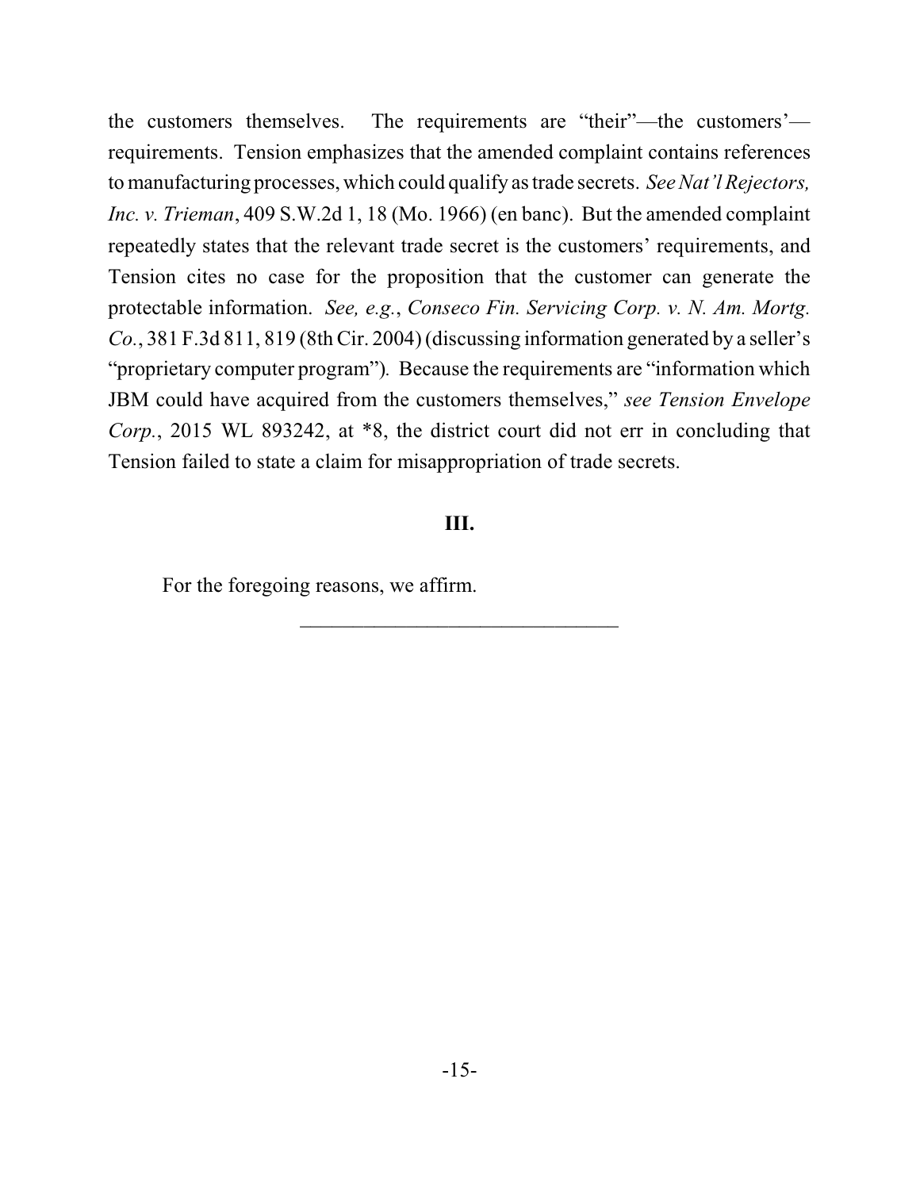the customers themselves. The requirements are "their"—the customers'—requirements. Tension emphasizes that the amended complaint contains references to manufacturing processes, which could qualify as trade secrets. *See Nat'l Rejectors, Inc. v. Trieman*, 409 S.W.2d 1, 18 (Mo. 1966) (en banc). But the amended complaint repeatedly states that the relevant trade secret is the customers' requirements, and Tension cites no case for the proposition that the customer can generate the protectable information. *See, e.g.*, *Conseco Fin. Servicing Corp. v. N. Am. Mortg. Co.*, 381 F.3d 811, 819 (8th Cir. 2004) (discussing information generated by a seller's "proprietary computer program"). Because the requirements are "information which JBM could have acquired from the customers themselves," *see Tension Envelope Corp.*, 2015 WL 893242, at *8, the district court did not err in concluding that Tension failed to state a claim for misappropriation of trade secrets.

## III.

For the foregoing reasons, we affirm.

______________________________